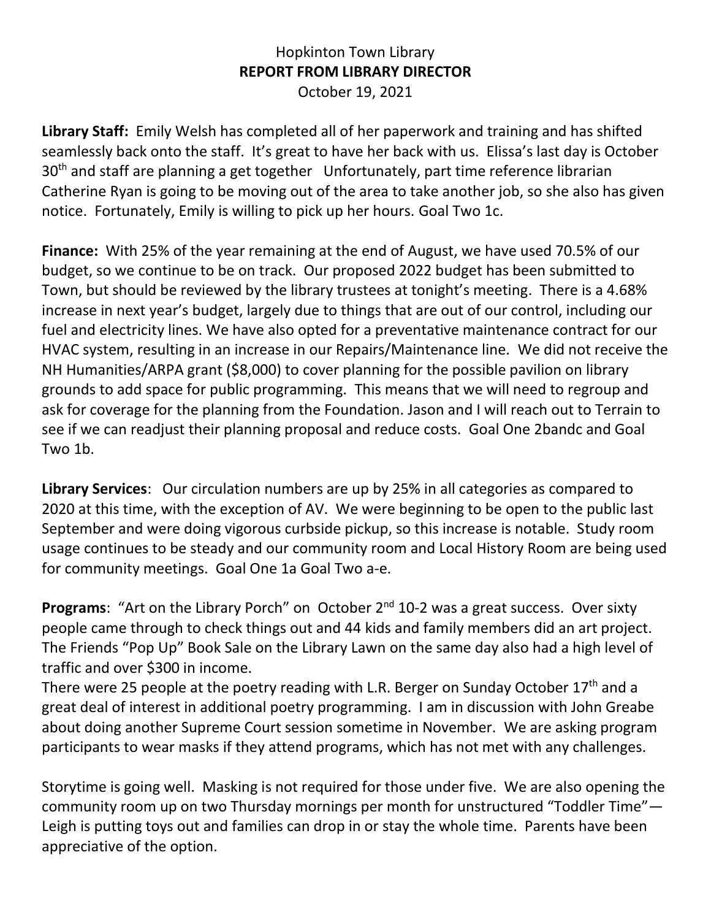Hopkinton Town Library

**REPORT FROM LIBRARY DIRECTOR**

October 19, 2021

**Library Staff:** Emily Welsh has completed all of her paperwork and training and has shifted seamlessly back onto the staff. It's great to have her back with us. Elissa's last day is October 30th and staff are planning a get together Unfortunately, part time reference librarian Catherine Ryan is going to be moving out of the area to take another job, so she also has given notice. Fortunately, Emily is willing to pick up her hours. Goal Two 1c.

**Finance:** With 25% of the year remaining at the end of August, we have used 70.5% of our budget, so we continue to be on track. Our proposed 2022 budget has been submitted to Town, but should be reviewed by the library trustees at tonight's meeting. There is a 4.68% increase in next year's budget, largely due to things that are out of our control, including our fuel and electricity lines. We have also opted for a preventative maintenance contract for our HVAC system, resulting in an increase in our Repairs/Maintenance line. We did not receive the NH Humanities/ARPA grant ($8,000) to cover planning for the possible pavilion on library grounds to add space for public programming. This means that we will need to regroup and ask for coverage for the planning from the Foundation. Jason and I will reach out to Terrain to see if we can readjust their planning proposal and reduce costs. Goal One 2bandc and Goal Two 1b.

**Library Services**: Our circulation numbers are up by 25% in all categories as compared to 2020 at this time, with the exception of AV. We were beginning to be open to the public last September and were doing vigorous curbside pickup, so this increase is notable. Study room usage continues to be steady and our community room and Local History Room are being used for community meetings. Goal One 1a Goal Two a-e.

**Programs**: "Art on the Library Porch" on October 2nd 10-2 was a great success. Over sixty people came through to check things out and 44 kids and family members did an art project. The Friends "Pop Up" Book Sale on the Library Lawn on the same day also had a high level of traffic and over $300 in income.

There were 25 people at the poetry reading with L.R. Berger on Sunday October 17th and a great deal of interest in additional poetry programming. I am in discussion with John Greabe about doing another Supreme Court session sometime in November. We are asking program participants to wear masks if they attend programs, which has not met with any challenges.

Storytime is going well. Masking is not required for those under five. We are also opening the community room up on two Thursday mornings per month for unstructured "Toddler Time"— Leigh is putting toys out and families can drop in or stay the whole time. Parents have been appreciative of the option.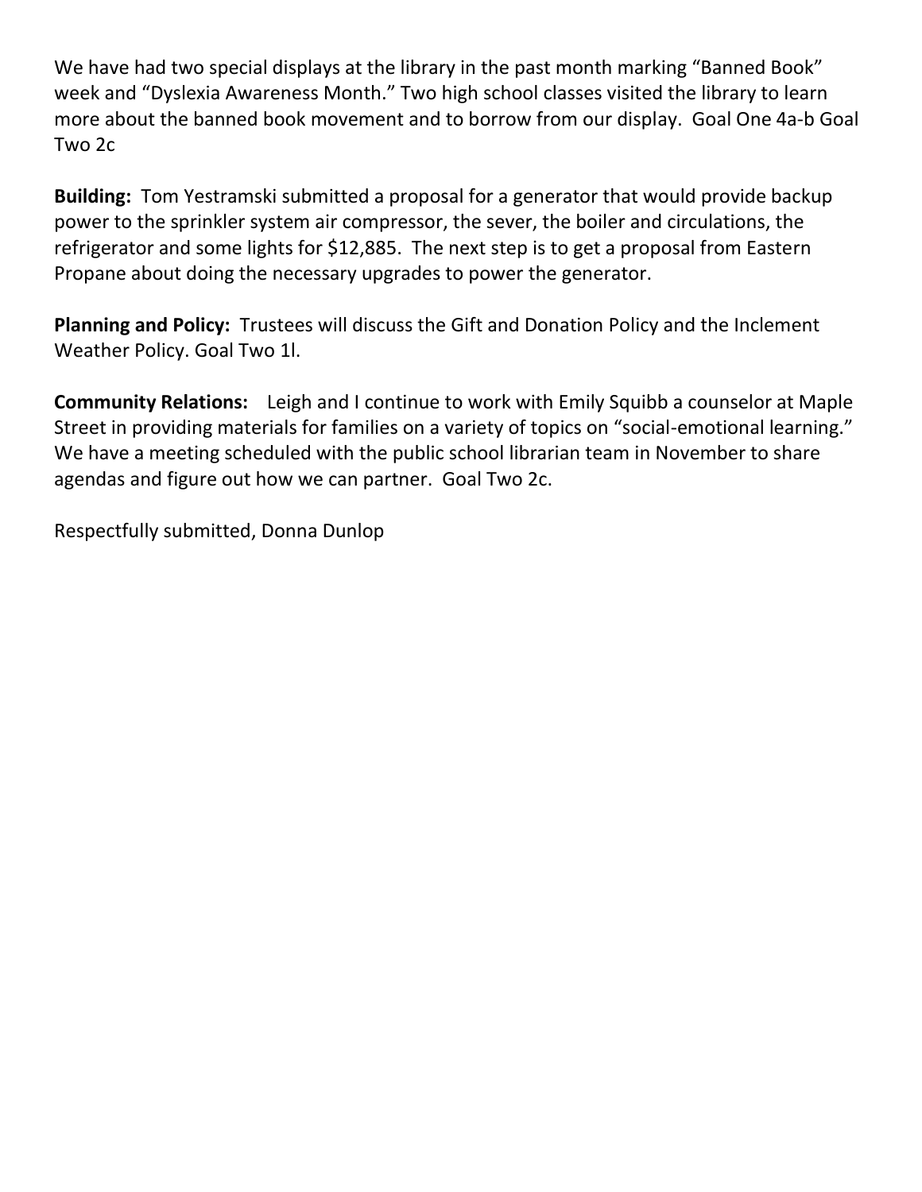We have had two special displays at the library in the past month marking "Banned Book" week and "Dyslexia Awareness Month." Two high school classes visited the library to learn more about the banned book movement and to borrow from our display. Goal One 4a-b Goal Two 2c

**Building:** Tom Yestramski submitted a proposal for a generator that would provide backup power to the sprinkler system air compressor, the sever, the boiler and circulations, the refrigerator and some lights for $12,885. The next step is to get a proposal from Eastern Propane about doing the necessary upgrades to power the generator.

**Planning and Policy:** Trustees will discuss the Gift and Donation Policy and the Inclement Weather Policy. Goal Two 1l.

**Community Relations:** Leigh and I continue to work with Emily Squibb a counselor at Maple Street in providing materials for families on a variety of topics on "social-emotional learning." We have a meeting scheduled with the public school librarian team in November to share agendas and figure out how we can partner. Goal Two 2c.

Respectfully submitted, Donna Dunlop